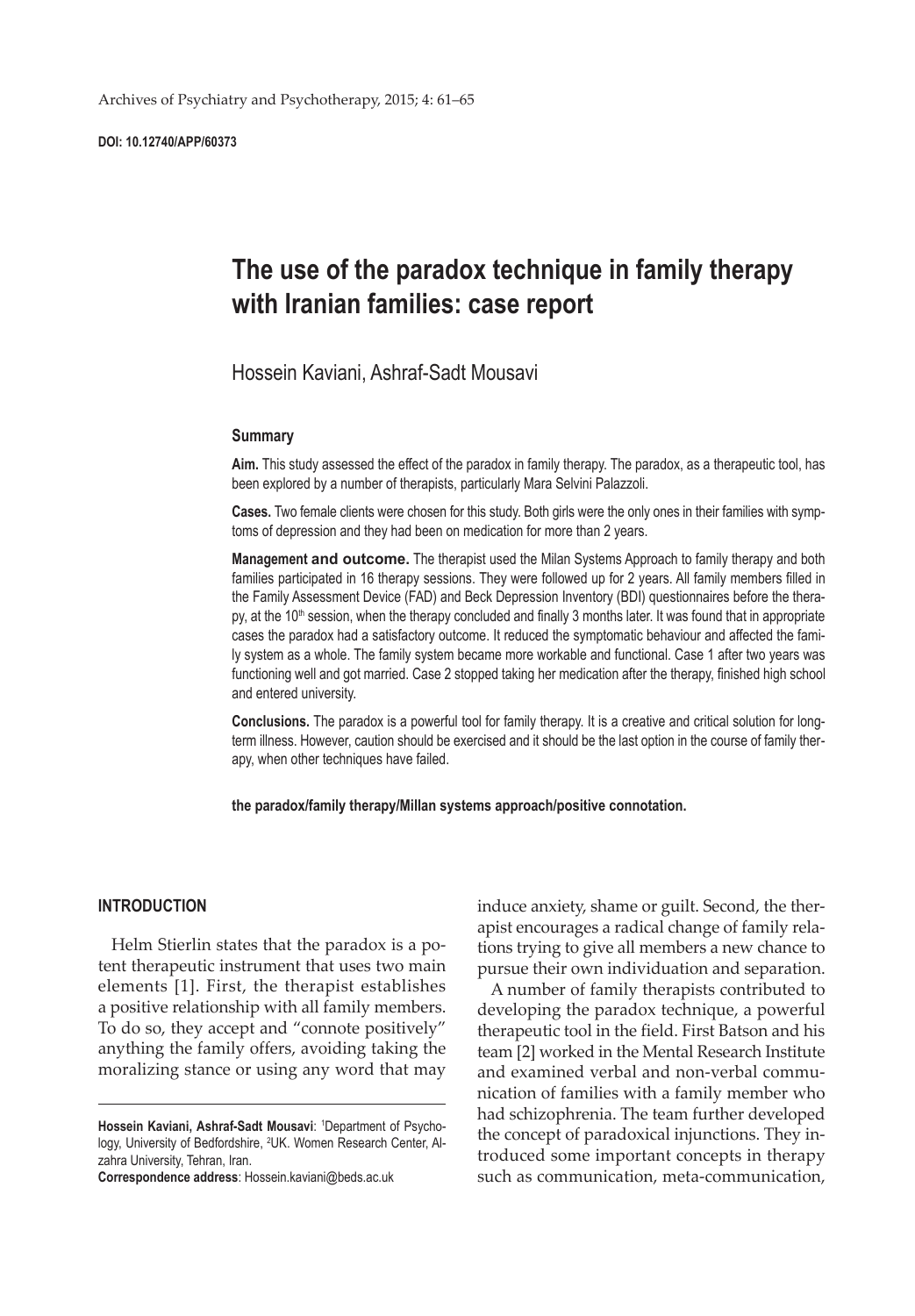DOI: 10.12740/APP/60373

# The use of the paradox technique in family therapy with Iranian families: case report

Hossein Kaviani, Ashraf-Sadt Mousavi

### Summary

**Aim.** This study assessed the effect of the paradox in family therapy. The paradox, as a therapeutic tool, has been explored by a number of therapists, particularly Mara Selvini Palazzoli.

**Cases.** Two female clients were chosen for this study. Both girls were the only ones in their families with symptoms of depression and they had been on medication for more than 2 years.

**Management and outcome.** The therapist used the Milan Systems Approach to family therapy and both families participated in 16 therapy sessions. They were followed up for 2 years. All family members filled in the Family Assessment Device (FAD) and Beck Depression Inventory (BDI) questionnaires before the therapy, at the 10[th] session, when the therapy concluded and finally 3 months later. It was found that in appropriate cases the paradox had a satisfactory outcome. It reduced the symptomatic behaviour and affected the family system as a whole. The family system became more workable and functional. Case 1 after two years was functioning well and got married. Case 2 stopped taking her medication after the therapy, finished high school and entered university.

**Conclusions.** The paradox is a powerful tool for family therapy. It is a creative and critical solution for long-term illness. However, caution should be exercised and it should be the last option in the course of family therapy, when other techniques have failed.

**the paradox/family therapy/Millan systems approach/positive connotation.**

## INTRODUCTION

Helm Stierlin states that the paradox is a potent therapeutic instrument that uses two main elements [1]. First, the therapist establishes a positive relationship with all family members. To do so, they accept and "connote positively" anything the family offers, avoiding taking the moralizing stance or using any word that may induce anxiety, shame or guilt. Second, the therapist encourages a radical change of family relations trying to give all members a new chance to pursue their own individuation and separation.

A number of family therapists contributed to developing the paradox technique, a powerful therapeutic tool in the field. First Batson and his team [2] worked in the Mental Research Institute and examined verbal and non-verbal communication of families with a family member who had schizophrenia. The team further developed the concept of paradoxical injunctions. They introduced some important concepts in therapy such as communication, meta-communication,

---

**Hossein Kaviani, Ashraf-Sadt Mousavi**: [1]Department of Psychology, University of Bedfordshire, [2]UK. Women Research Center, Alzahra University, Tehran, Iran.
**Correspondence address**: Hossein.kaviani@beds.ac.uk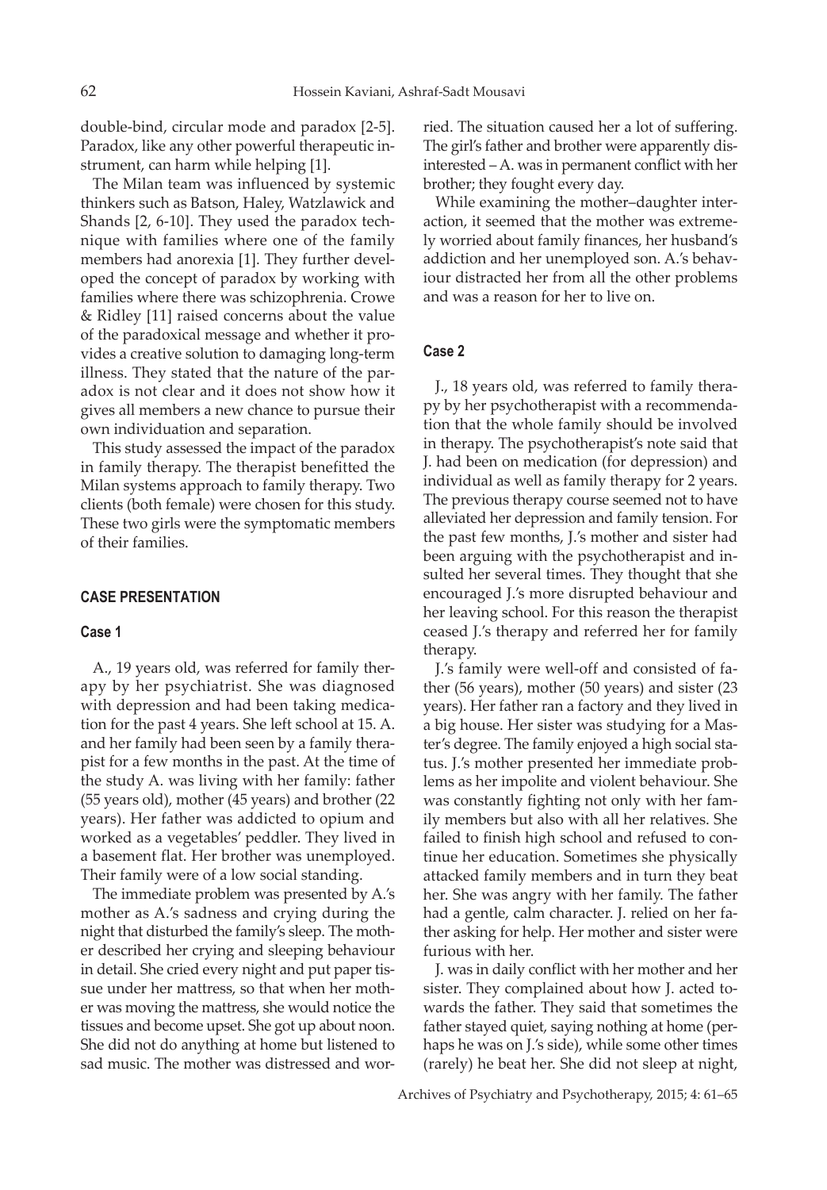double-bind, circular mode and paradox [2-5]. Paradox, like any other powerful therapeutic instrument, can harm while helping [1].

The Milan team was influenced by systemic thinkers such as Batson, Haley, Watzlawick and Shands [2, 6-10]. They used the paradox technique with families where one of the family members had anorexia [1]. They further developed the concept of paradox by working with families where there was schizophrenia. Crowe & Ridley [11] raised concerns about the value of the paradoxical message and whether it provides a creative solution to damaging long-term illness. They stated that the nature of the paradox is not clear and it does not show how it gives all members a new chance to pursue their own individuation and separation.

This study assessed the impact of the paradox in family therapy. The therapist benefitted the Milan systems approach to family therapy. Two clients (both female) were chosen for this study. These two girls were the symptomatic members of their families.

## CASE PRESENTATION

### Case 1

A., 19 years old, was referred for family therapy by her psychiatrist. She was diagnosed with depression and had been taking medication for the past 4 years. She left school at 15. A. and her family had been seen by a family therapist for a few months in the past. At the time of the study A. was living with her family: father (55 years old), mother (45 years) and brother (22 years). Her father was addicted to opium and worked as a vegetables' peddler. They lived in a basement flat. Her brother was unemployed. Their family were of a low social standing.

The immediate problem was presented by A.'s mother as A.'s sadness and crying during the night that disturbed the family's sleep. The mother described her crying and sleeping behaviour in detail. She cried every night and put paper tissue under her mattress, so that when her mother was moving the mattress, she would notice the tissues and become upset. She got up about noon. She did not do anything at home but listened to sad music. The mother was distressed and worried. The situation caused her a lot of suffering. The girl's father and brother were apparently disinterested – A. was in permanent conflict with her brother; they fought every day.

While examining the mother–daughter interaction, it seemed that the mother was extremely worried about family finances, her husband's addiction and her unemployed son. A.'s behaviour distracted her from all the other problems and was a reason for her to live on.

### Case 2

J., 18 years old, was referred to family therapy by her psychotherapist with a recommendation that the whole family should be involved in therapy. The psychotherapist's note said that J. had been on medication (for depression) and individual as well as family therapy for 2 years. The previous therapy course seemed not to have alleviated her depression and family tension. For the past few months, J.'s mother and sister had been arguing with the psychotherapist and insulted her several times. They thought that she encouraged J.'s more disrupted behaviour and her leaving school. For this reason the therapist ceased J.'s therapy and referred her for family therapy.

J.'s family were well-off and consisted of father (56 years), mother (50 years) and sister (23 years). Her father ran a factory and they lived in a big house. Her sister was studying for a Master's degree. The family enjoyed a high social status. J.'s mother presented her immediate problems as her impolite and violent behaviour. She was constantly fighting not only with her family members but also with all her relatives. She failed to finish high school and refused to continue her education. Sometimes she physically attacked family members and in turn they beat her. She was angry with her family. The father had a gentle, calm character. J. relied on her father asking for help. Her mother and sister were furious with her.

J. was in daily conflict with her mother and her sister. They complained about how J. acted towards the father. They said that sometimes the father stayed quiet, saying nothing at home (perhaps he was on J.'s side), while some other times (rarely) he beat her. She did not sleep at night,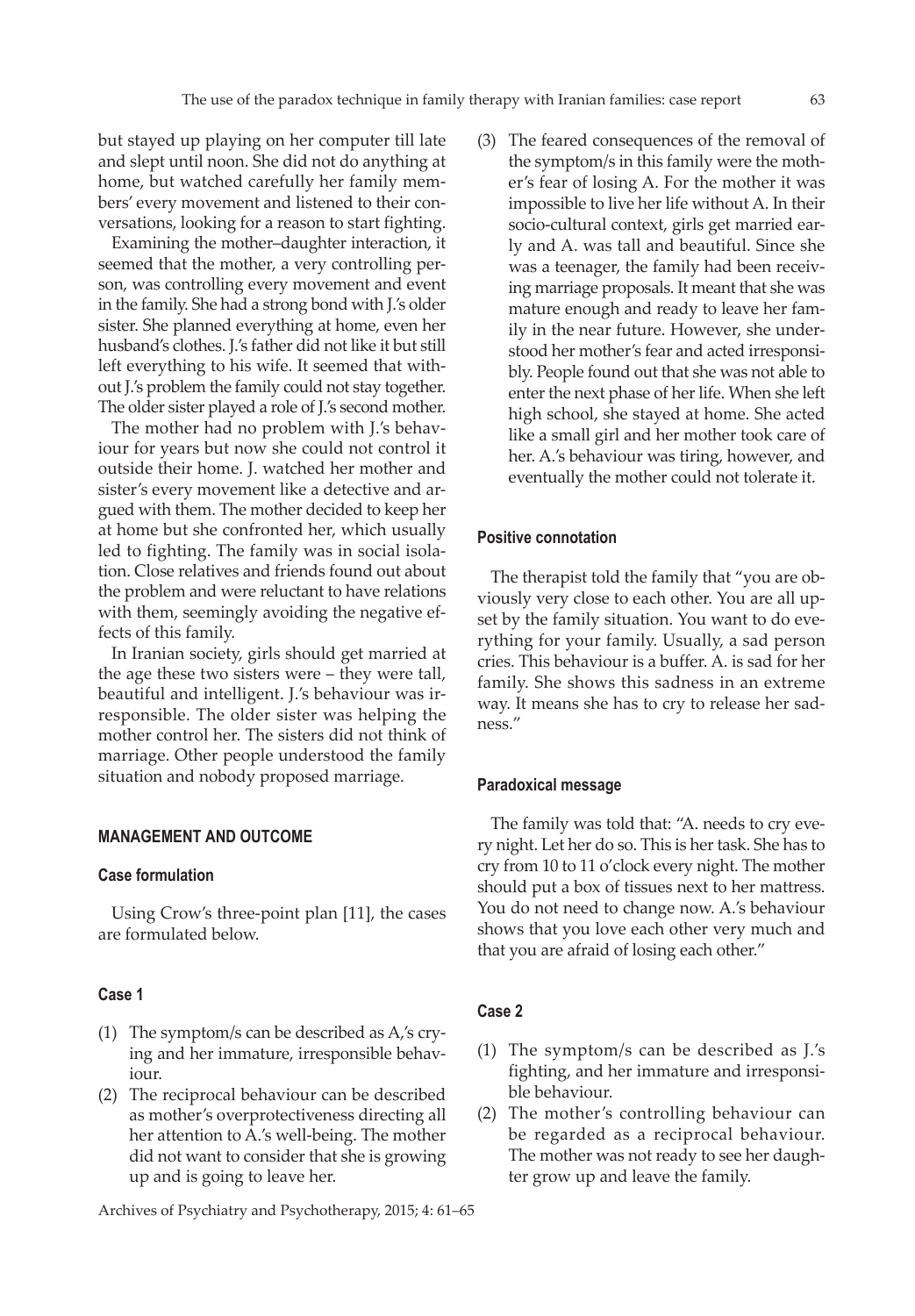but stayed up playing on her computer till late and slept until noon. She did not do anything at home, but watched carefully her family members' every movement and listened to their conversations, looking for a reason to start fighting.

Examining the mother–daughter interaction, it seemed that the mother, a very controlling person, was controlling every movement and event in the family. She had a strong bond with J.'s older sister. She planned everything at home, even her husband's clothes. J.'s father did not like it but still left everything to his wife. It seemed that without J.'s problem the family could not stay together. The older sister played a role of J.'s second mother.

The mother had no problem with J.'s behaviour for years but now she could not control it outside their home. J. watched her mother and sister's every movement like a detective and argued with them. The mother decided to keep her at home but she confronted her, which usually led to fighting. The family was in social isolation. Close relatives and friends found out about the problem and were reluctant to have relations with them, seemingly avoiding the negative effects of this family.

In Iranian society, girls should get married at the age these two sisters were – they were tall, beautiful and intelligent. J.'s behaviour was irresponsible. The older sister was helping the mother control her. The sisters did not think of marriage. Other people understood the family situation and nobody proposed marriage.

## MANAGEMENT AND OUTCOME

### Case formulation

Using Crow's three-point plan [11], the cases are formulated below.

### Case 1

(1) The symptom/s can be described as A,'s crying and her immature, irresponsible behaviour.

(2) The reciprocal behaviour can be described as mother's overprotectiveness directing all her attention to A.'s well-being. The mother did not want to consider that she is growing up and is going to leave her.

(3) The feared consequences of the removal of the symptom/s in this family were the mother's fear of losing A. For the mother it was impossible to live her life without A. In their socio-cultural context, girls get married early and A. was tall and beautiful. Since she was a teenager, the family had been receiving marriage proposals. It meant that she was mature enough and ready to leave her family in the near future. However, she understood her mother's fear and acted irresponsibly. People found out that she was not able to enter the next phase of her life. When she left high school, she stayed at home. She acted like a small girl and her mother took care of her. A.'s behaviour was tiring, however, and eventually the mother could not tolerate it.

### Positive connotation

The therapist told the family that "you are obviously very close to each other. You are all upset by the family situation. You want to do everything for your family. Usually, a sad person cries. This behaviour is a buffer. A. is sad for her family. She shows this sadness in an extreme way. It means she has to cry to release her sadness."

### Paradoxical message

The family was told that: "A. needs to cry every night. Let her do so. This is her task. She has to cry from 10 to 11 o'clock every night. The mother should put a box of tissues next to her mattress. You do not need to change now. A.'s behaviour shows that you love each other very much and that you are afraid of losing each other."

### Case 2

(1) The symptom/s can be described as J.'s fighting, and her immature and irresponsible behaviour.

(2) The mother's controlling behaviour can be regarded as a reciprocal behaviour. The mother was not ready to see her daughter grow up and leave the family.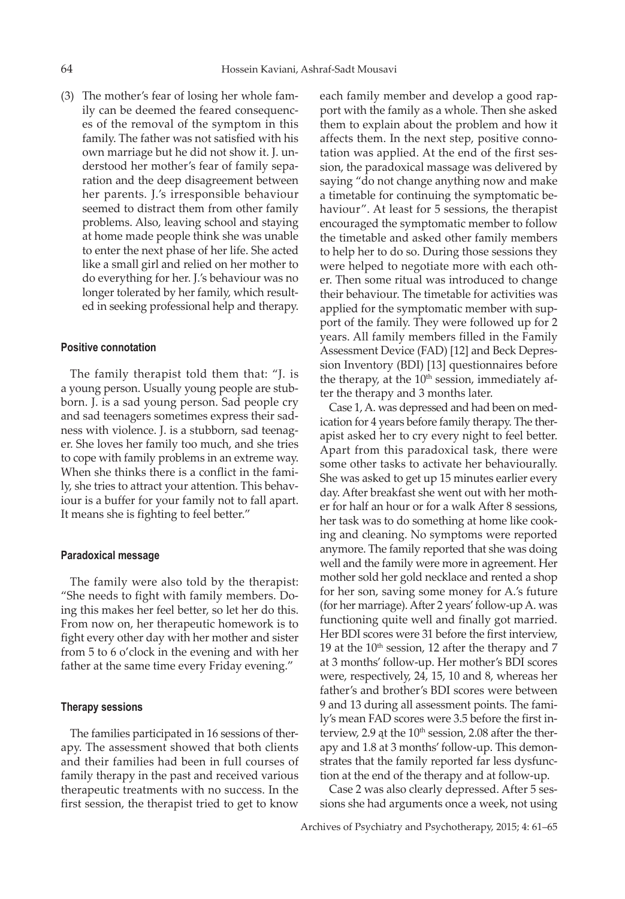(3) The mother's fear of losing her whole family can be deemed the feared consequences of the removal of the symptom in this family. The father was not satisfied with his own marriage but he did not show it. J. understood her mother's fear of family separation and the deep disagreement between her parents. J.'s irresponsible behaviour seemed to distract them from other family problems. Also, leaving school and staying at home made people think she was unable to enter the next phase of her life. She acted like a small girl and relied on her mother to do everything for her. J.'s behaviour was no longer tolerated by her family, which resulted in seeking professional help and therapy.

#### Positive connotation

The family therapist told them that: "J. is a young person. Usually young people are stubborn. J. is a sad young person. Sad people cry and sad teenagers sometimes express their sadness with violence. J. is a stubborn, sad teenager. She loves her family too much, and she tries to cope with family problems in an extreme way. When she thinks there is a conflict in the family, she tries to attract your attention. This behaviour is a buffer for your family not to fall apart. It means she is fighting to feel better."

#### Paradoxical message

The family were also told by the therapist: "She needs to fight with family members. Doing this makes her feel better, so let her do this. From now on, her therapeutic homework is to fight every other day with her mother and sister from 5 to 6 o'clock in the evening and with her father at the same time every Friday evening."

#### Therapy sessions

The families participated in 16 sessions of therapy. The assessment showed that both clients and their families had been in full courses of family therapy in the past and received various therapeutic treatments with no success. In the first session, the therapist tried to get to know each family member and develop a good rapport with the family as a whole. Then she asked them to explain about the problem and how it affects them. In the next step, positive connotation was applied. At the end of the first session, the paradoxical massage was delivered by saying "do not change anything now and make a timetable for continuing the symptomatic behaviour". At least for 5 sessions, the therapist encouraged the symptomatic member to follow the timetable and asked other family members to help her to do so. During those sessions they were helped to negotiate more with each other. Then some ritual was introduced to change their behaviour. The timetable for activities was applied for the symptomatic member with support of the family. They were followed up for 2 years. All family members filled in the Family Assessment Device (FAD) [12] and Beck Depression Inventory (BDI) [13] questionnaires before the therapy, at the 10th session, immediately after the therapy and 3 months later.

Case 1, A. was depressed and had been on medication for 4 years before family therapy. The therapist asked her to cry every night to feel better. Apart from this paradoxical task, there were some other tasks to activate her behaviourally. She was asked to get up 15 minutes earlier every day. After breakfast she went out with her mother for half an hour or for a walk After 8 sessions, her task was to do something at home like cooking and cleaning. No symptoms were reported anymore. The family reported that she was doing well and the family were more in agreement. Her mother sold her gold necklace and rented a shop for her son, saving some money for A.'s future (for her marriage). After 2 years' follow-up A. was functioning quite well and finally got married. Her BDI scores were 31 before the first interview, 19 at the 10th session, 12 after the therapy and 7 at 3 months' follow-up. Her mother's BDI scores were, respectively, 24, 15, 10 and 8, whereas her father's and brother's BDI scores were between 9 and 13 during all assessment points. The family's mean FAD scores were 3.5 before the first interview, 2.9 ąt the 10th session, 2.08 after the therapy and 1.8 at 3 months' follow-up. This demonstrates that the family reported far less dysfunction at the end of the therapy and at follow-up.

Case 2 was also clearly depressed. After 5 sessions she had arguments once a week, not using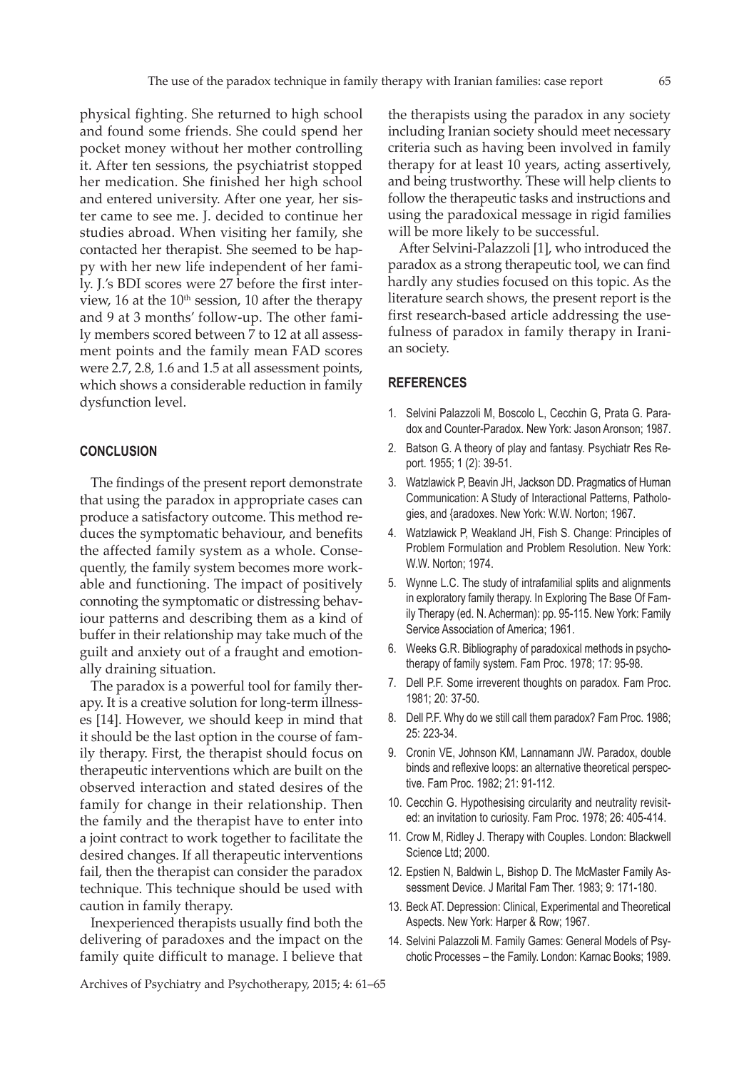physical fighting. She returned to high school and found some friends. She could spend her pocket money without her mother controlling it. After ten sessions, the psychiatrist stopped her medication. She finished her high school and entered university. After one year, her sister came to see me. J. decided to continue her studies abroad. When visiting her family, she contacted her therapist. She seemed to be happy with her new life independent of her family. J.'s BDI scores were 27 before the first interview, 16 at the $10^{th}$ session, 10 after the therapy and 9 at 3 months' follow-up. The other family members scored between 7 to 12 at all assessment points and the family mean FAD scores were 2.7, 2.8, 1.6 and 1.5 at all assessment points, which shows a considerable reduction in family dysfunction level.

## CONCLUSION

The findings of the present report demonstrate that using the paradox in appropriate cases can produce a satisfactory outcome. This method reduces the symptomatic behaviour, and benefits the affected family system as a whole. Consequently, the family system becomes more workable and functioning. The impact of positively connoting the symptomatic or distressing behaviour patterns and describing them as a kind of buffer in their relationship may take much of the guilt and anxiety out of a fraught and emotionally draining situation.

The paradox is a powerful tool for family therapy. It is a creative solution for long-term illnesses [14]. However, we should keep in mind that it should be the last option in the course of family therapy. First, the therapist should focus on therapeutic interventions which are built on the observed interaction and stated desires of the family for change in their relationship. Then the family and the therapist have to enter into a joint contract to work together to facilitate the desired changes. If all therapeutic interventions fail, then the therapist can consider the paradox technique. This technique should be used with caution in family therapy.

Inexperienced therapists usually find both the delivering of paradoxes and the impact on the family quite difficult to manage. I believe that the therapists using the paradox in any society including Iranian society should meet necessary criteria such as having been involved in family therapy for at least 10 years, acting assertively, and being trustworthy. These will help clients to follow the therapeutic tasks and instructions and using the paradoxical message in rigid families will be more likely to be successful.

After Selvini-Palazzoli [1], who introduced the paradox as a strong therapeutic tool, we can find hardly any studies focused on this topic. As the literature search shows, the present report is the first research-based article addressing the usefulness of paradox in family therapy in Iranian society.

## REFERENCES

1. Selvini Palazzoli M, Boscolo L, Cecchin G, Prata G. Paradox and Counter-Paradox. New York: Jason Aronson; 1987.
2. Batson G. A theory of play and fantasy. Psychiatr Res Report. 1955; 1 (2): 39-51.
3. Watzlawick P, Beavin JH, Jackson DD. Pragmatics of Human Communication: A Study of Interactional Patterns, Pathologies, and {aradoxes. New York: W.W. Norton; 1967.
4. Watzlawick P, Weakland JH, Fish S. Change: Principles of Problem Formulation and Problem Resolution. New York: W.W. Norton; 1974.
5. Wynne L.C. The study of intrafamilial splits and alignments in exploratory family therapy. In Exploring The Base Of Family Therapy (ed. N. Acherman): pp. 95-115. New York: Family Service Association of America; 1961.
6. Weeks G.R. Bibliography of paradoxical methods in psychotherapy of family system. Fam Proc. 1978; 17: 95-98.
7. Dell P.F. Some irreverent thoughts on paradox. Fam Proc. 1981; 20: 37-50.
8. Dell P.F. Why do we still call them paradox? Fam Proc. 1986; 25: 223-34.
9. Cronin VE, Johnson KM, Lannamann JW. Paradox, double binds and reflexive loops: an alternative theoretical perspective. Fam Proc. 1982; 21: 91-112.
10. Cecchin G. Hypothesising circularity and neutrality revisited: an invitation to curiosity. Fam Proc. 1978; 26: 405-414.
11. Crow M, Ridley J. Therapy with Couples. London: Blackwell Science Ltd; 2000.
12. Epstien N, Baldwin L, Bishop D. The McMaster Family Assessment Device. J Marital Fam Ther. 1983; 9: 171-180.
13. Beck AT. Depression: Clinical, Experimental and Theoretical Aspects. New York: Harper & Row; 1967.
14. Selvini Palazzoli M. Family Games: General Models of Psychotic Processes – the Family. London: Karnac Books; 1989.